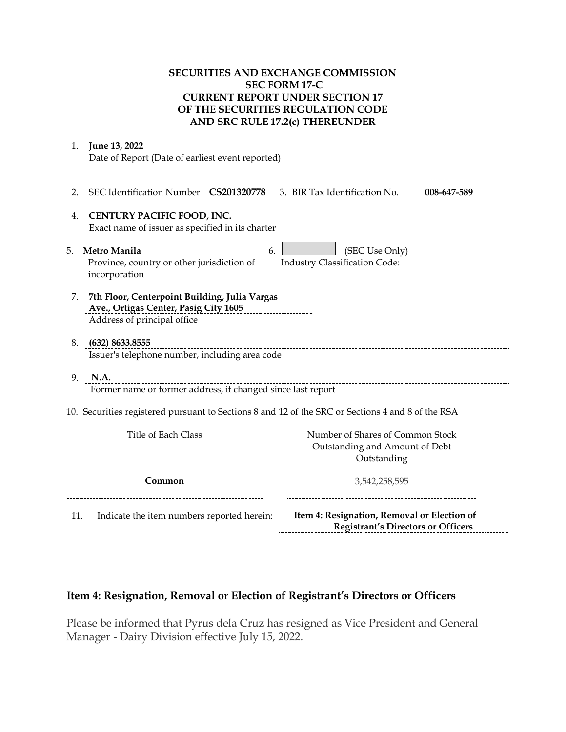**SECURITIES AND EXCHANGE COMMISSION**
**SEC FORM 17-C**
**CURRENT REPORT UNDER SECTION 17**
**OF THE SECURITIES REGULATION CODE**
**AND SRC RULE 17.2(c) THEREUNDER**

1. **June 13, 2022**
   Date of Report (Date of earliest event reported)

2. SEC Identification Number **CS201320778** 3. BIR Tax Identification No. **008-647-589**

4. **CENTURY PACIFIC FOOD, INC.**
   Exact name of issuer as specified in its charter

5. **Metro Manila**
   Province, country or other jurisdiction of incorporation

6. (SEC Use Only)
   Industry Classification Code:

7. **7th Floor, Centerpoint Building, Julia Vargas Ave., Ortigas Center, Pasig City 1605**
   Address of principal office

8. **(632) 8633.8555**
   Issuer's telephone number, including area code

9. **N.A.**
   Former name or former address, if changed since last report

10. Securities registered pursuant to Sections 8 and 12 of the SRC or Sections 4 and 8 of the RSA

| Title of Each Class | Number of Shares of Common Stock Outstanding and Amount of Debt Outstanding |
|---|---|
| **Common** | 3,542,258,595 |

11. Indicate the item numbers reported herein: **Item 4: Resignation, Removal or Election of Registrant's Directors or Officers**

## Item 4: Resignation, Removal or Election of Registrant's Directors or Officers

Please be informed that Pyrus dela Cruz has resigned as Vice President and General Manager - Dairy Division effective July 15, 2022.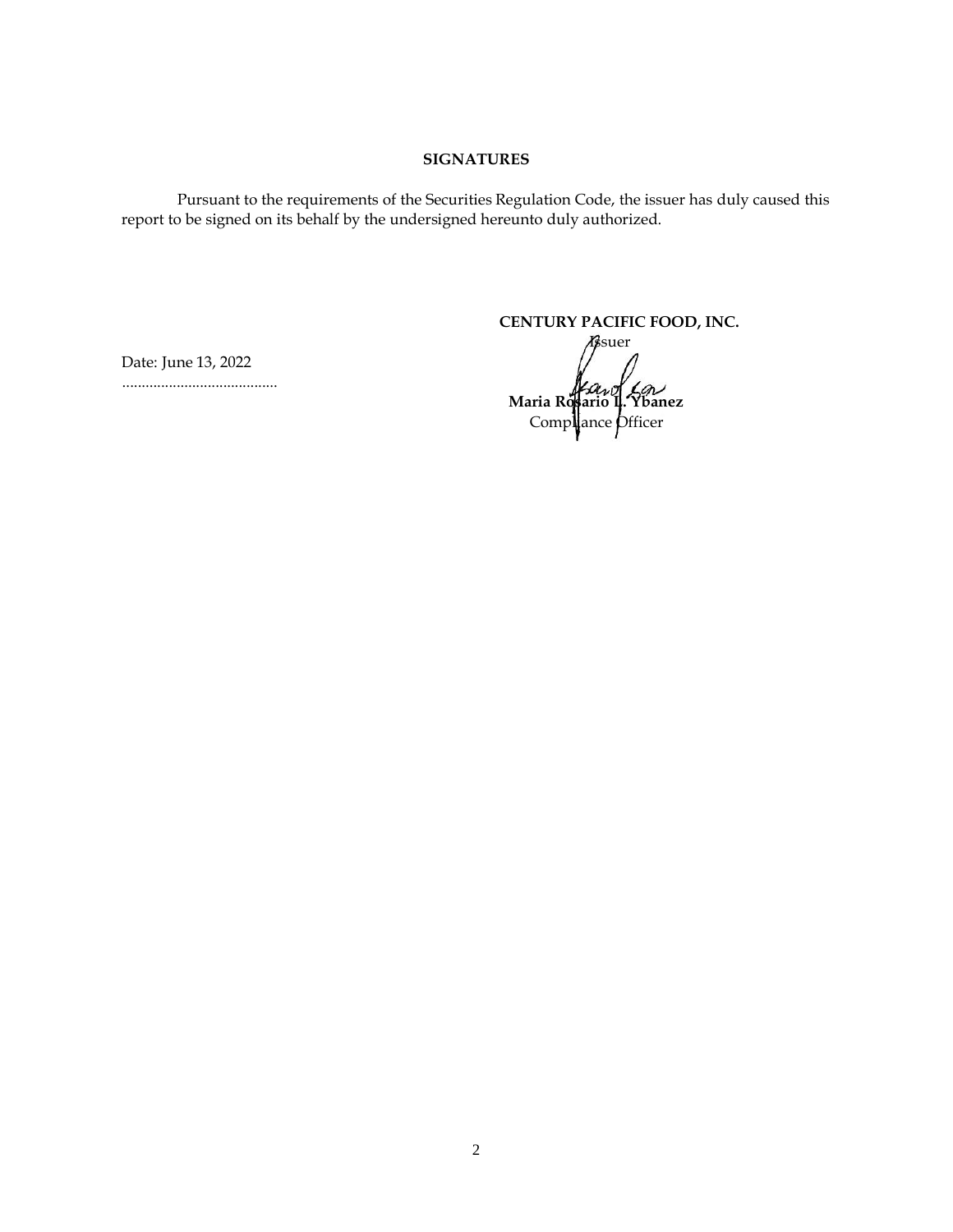**SIGNATURES**

Pursuant to the requirements of the Securities Regulation Code, the issuer has duly caused this report to be signed on its behalf by the undersigned hereunto duly authorized.

**CENTURY PACIFIC FOOD, INC.**
Issuer

Date: June 13, 2022
........................................

**Maria Rosario L. Ybanez**
Compliance Officer